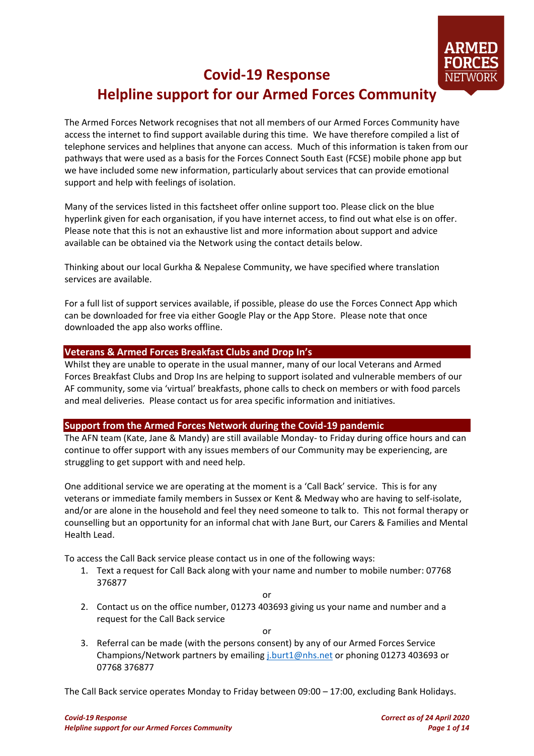# Covid-19 Response
# Helpline support for our Armed Forces Community

The Armed Forces Network recognises that not all members of our Armed Forces Community have access the internet to find support available during this time. We have therefore compiled a list of telephone services and helplines that anyone can access. Much of this information is taken from our pathways that were used as a basis for the Forces Connect South East (FCSE) mobile phone app but we have included some new information, particularly about services that can provide emotional support and help with feelings of isolation.

Many of the services listed in this factsheet offer online support too. Please click on the blue hyperlink given for each organisation, if you have internet access, to find out what else is on offer. Please note that this is not an exhaustive list and more information about support and advice available can be obtained via the Network using the contact details below.

Thinking about our local Gurkha & Nepalese Community, we have specified where translation services are available.

For a full list of support services available, if possible, please do use the Forces Connect App which can be downloaded for free via either Google Play or the App Store. Please note that once downloaded the app also works offline.

## Veterans & Armed Forces Breakfast Clubs and Drop In's

Whilst they are unable to operate in the usual manner, many of our local Veterans and Armed Forces Breakfast Clubs and Drop Ins are helping to support isolated and vulnerable members of our AF community, some via 'virtual' breakfasts, phone calls to check on members or with food parcels and meal deliveries. Please contact us for area specific information and initiatives.

## Support from the Armed Forces Network during the Covid-19 pandemic

The AFN team (Kate, Jane & Mandy) are still available Monday- to Friday during office hours and can continue to offer support with any issues members of our Community may be experiencing, are struggling to get support with and need help.

One additional service we are operating at the moment is a 'Call Back' service. This is for any veterans or immediate family members in Sussex or Kent & Medway who are having to self-isolate, and/or are alone in the household and feel they need someone to talk to. This not formal therapy or counselling but an opportunity for an informal chat with Jane Burt, our Carers & Families and Mental Health Lead.

To access the Call Back service please contact us in one of the following ways:

1. Text a request for Call Back along with your name and number to mobile number: 07768 376877

   or

2. Contact us on the office number, 01273 403693 giving us your name and number and a request for the Call Back service

   or

3. Referral can be made (with the persons consent) by any of our Armed Forces Service Champions/Network partners by emailing j.burt1@nhs.net or phoning 01273 403693 or 07768 376877

The Call Back service operates Monday to Friday between 09:00 – 17:00, excluding Bank Holidays.

*Correct as of 24 April 2020*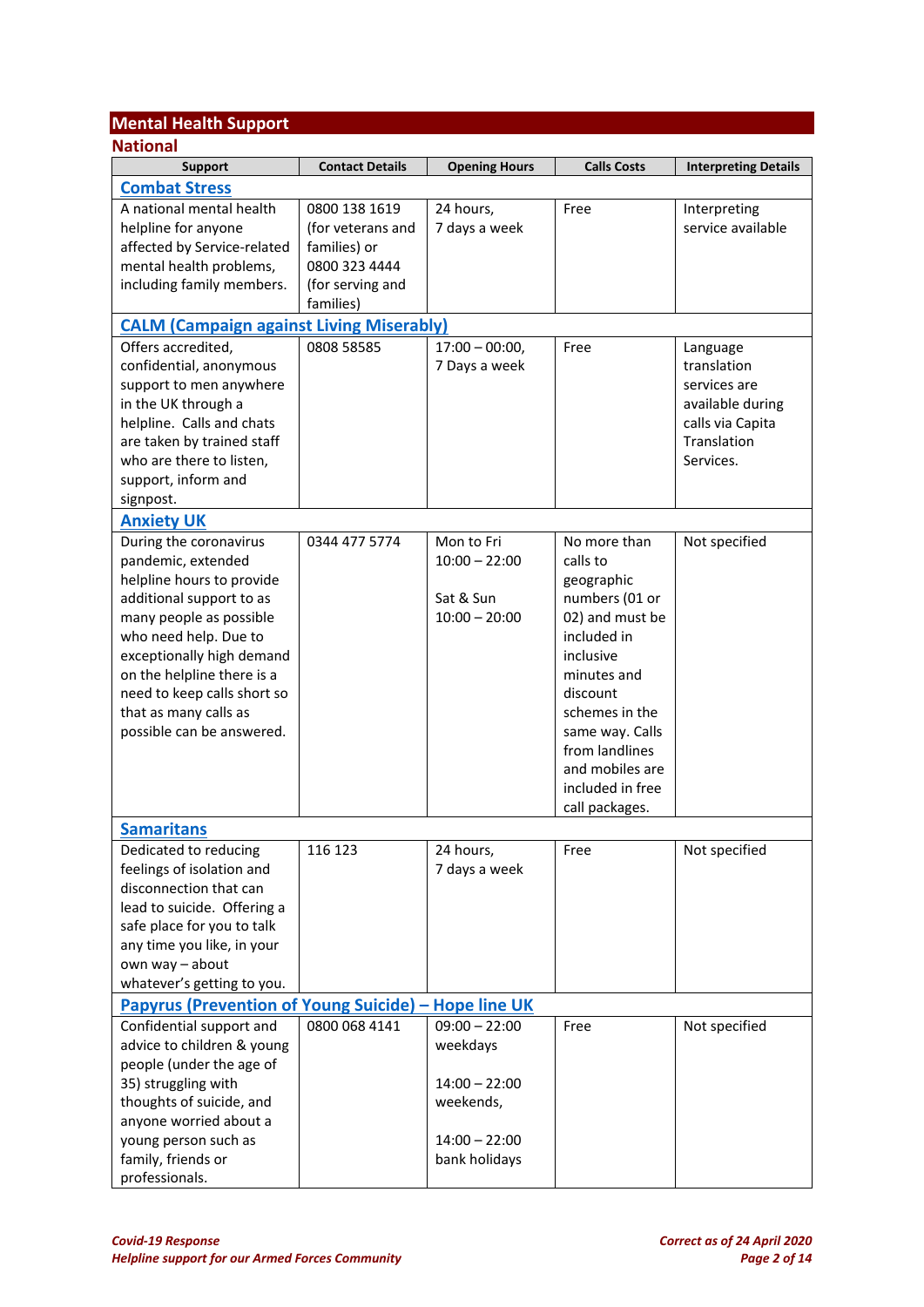## Mental Health Support

### National

| Support | Contact Details | Opening Hours | Calls Costs | Interpreting Details |
|---|---|---|---|---|
| **Combat Stress** | | | | |
| A national mental health helpline for anyone affected by Service-related mental health problems, including family members. | 0800 138 1619 (for veterans and families) or 0800 323 4444 (for serving and families) | 24 hours, 7 days a week | Free | Interpreting service available |
| **CALM (Campaign against Living Miserably)** | | | | |
| Offers accredited, confidential, anonymous support to men anywhere in the UK through a helpline. Calls and chats are taken by trained staff who are there to listen, support, inform and signpost. | 0808 58585 | 17:00 – 00:00, 7 Days a week | Free | Language translation services are available during calls via Capita Translation Services. |
| **Anxiety UK** | | | | |
| During the coronavirus pandemic, extended helpline hours to provide additional support to as many people as possible who need help. Due to exceptionally high demand on the helpline there is a need to keep calls short so that as many calls as possible can be answered. | 0344 477 5774 | Mon to Fri 10:00 – 22:00<br><br>Sat & Sun 10:00 – 20:00 | No more than calls to geographic numbers (01 or 02) and must be included in inclusive minutes and discount schemes in the same way. Calls from landlines and mobiles are included in free call packages. | Not specified |
| **Samaritans** | | | | |
| Dedicated to reducing feelings of isolation and disconnection that can lead to suicide. Offering a safe place for you to talk any time you like, in your own way – about whatever's getting to you. | 116 123 | 24 hours, 7 days a week | Free | Not specified |
| **Papyrus (Prevention of Young Suicide) – Hope line UK** | | | | |
| Confidential support and advice to children & young people (under the age of 35) struggling with thoughts of suicide, and anyone worried about a young person such as family, friends or professionals. | 0800 068 4141 | 09:00 – 22:00 weekdays<br><br>14:00 – 22:00 weekends,<br><br>14:00 – 22:00 bank holidays | Free | Not specified |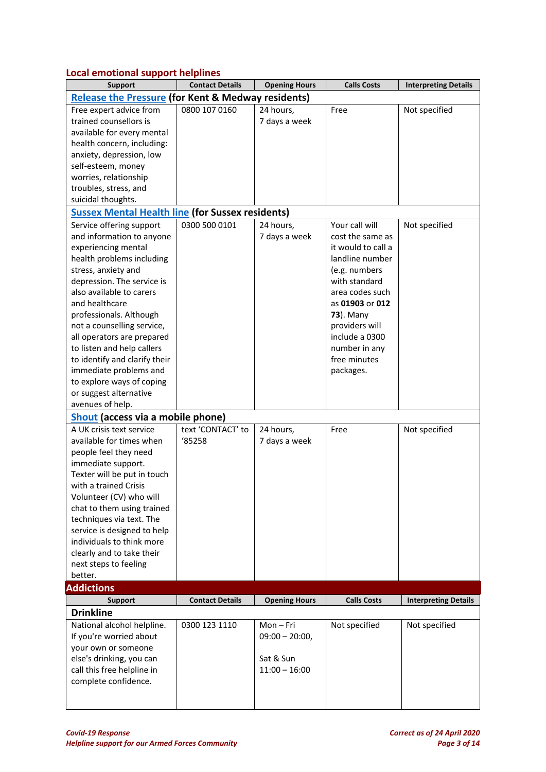## Local emotional support helplines

| Support | Contact Details | Opening Hours | Calls Costs | Interpreting Details |
|---|---|---|---|---|
| **Release the Pressure (for Kent & Medway residents)** | | | | |
| Free expert advice from trained counsellors is available for every mental health concern, including: anxiety, depression, low self-esteem, money worries, relationship troubles, stress, and suicidal thoughts. | 0800 107 0160 | 24 hours, 7 days a week | Free | Not specified |
| **Sussex Mental Health line (for Sussex residents)** | | | | |
| Service offering support and information to anyone experiencing mental health problems including stress, anxiety and depression. The service is also available to carers and healthcare professionals. Although not a counselling service, all operators are prepared to listen and help callers to identify and clarify their immediate problems and to explore ways of coping or suggest alternative avenues of help. | 0300 500 0101 | 24 hours, 7 days a week | Your call will cost the same as it would to call a landline number (e.g. numbers with standard area codes such as **01903** or **012 73**). Many providers will include a 0300 number in any free minutes packages. | Not specified |
| **Shout (access via a mobile phone)** | | | | |
| A UK crisis text service available for times when people feel they need immediate support. Texter will be put in touch with a trained Crisis Volunteer (CV) who will chat to them using trained techniques via text. The service is designed to help individuals to think more clearly and to take their next steps to feeling better. | text 'CONTACT' to '85258 | 24 hours, 7 days a week | Free | Not specified |

## Addictions

| Support | Contact Details | Opening Hours | Calls Costs | Interpreting Details |
|---|---|---|---|---|
| **Drinkline** | | | | |
| National alcohol helpline. If you're worried about your own or someone else's drinking, you can call this free helpline in complete confidence. | 0300 123 1110 | Mon – Fri 09:00 – 20:00, Sat & Sun 11:00 – 16:00 | Not specified | Not specified |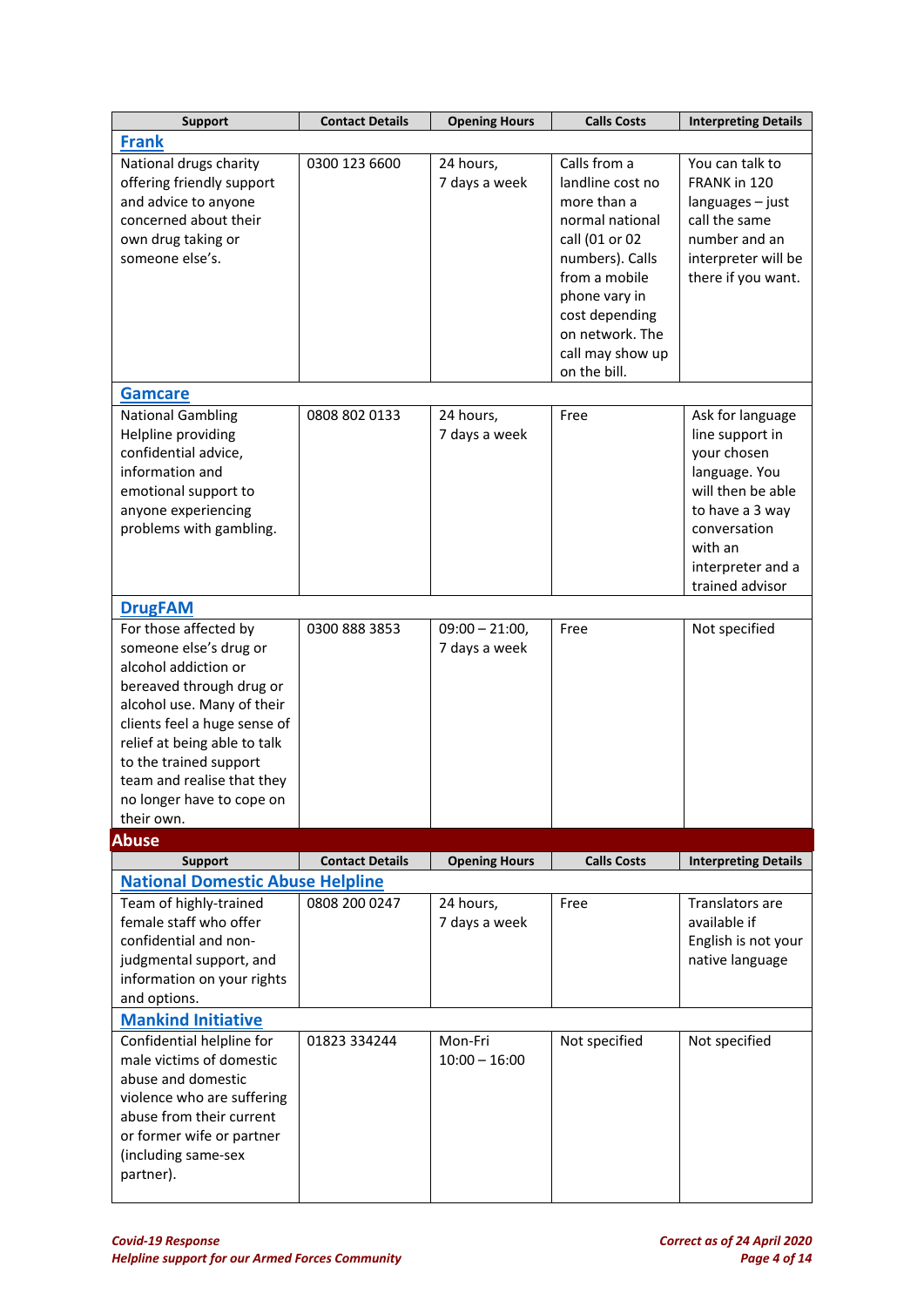| Support | Contact Details | Opening Hours | Calls Costs | Interpreting Details |
|---|---|---|---|---|
| **Frank** | | | | |
| National drugs charity offering friendly support and advice to anyone concerned about their own drug taking or someone else's. | 0300 123 6600 | 24 hours, 7 days a week | Calls from a landline cost no more than a normal national call (01 or 02 numbers). Calls from a mobile phone vary in cost depending on network. The call may show up on the bill. | You can talk to FRANK in 120 languages – just call the same number and an interpreter will be there if you want. |
| **Gamcare** | | | | |
| National Gambling Helpline providing confidential advice, information and emotional support to anyone experiencing problems with gambling. | 0808 802 0133 | 24 hours, 7 days a week | Free | Ask for language line support in your chosen language. You will then be able to have a 3 way conversation with an interpreter and a trained advisor |
| **DrugFAM** | | | | |
| For those affected by someone else's drug or alcohol addiction or bereaved through drug or alcohol use. Many of their clients feel a huge sense of relief at being able to talk to the trained support team and realise that they no longer have to cope on their own. | 0300 888 3853 | 09:00 – 21:00, 7 days a week | Free | Not specified |

## Abuse

| Support | Contact Details | Opening Hours | Calls Costs | Interpreting Details |
|---|---|---|---|---|
| **National Domestic Abuse Helpline** | | | | |
| Team of highly-trained female staff who offer confidential and non-judgmental support, and information on your rights and options. | 0808 200 0247 | 24 hours, 7 days a week | Free | Translators are available if English is not your native language |
| **Mankind Initiative** | | | | |
| Confidential helpline for male victims of domestic abuse and domestic violence who are suffering abuse from their current or former wife or partner (including same-sex partner). | 01823 334244 | Mon-Fri 10:00 – 16:00 | Not specified | Not specified |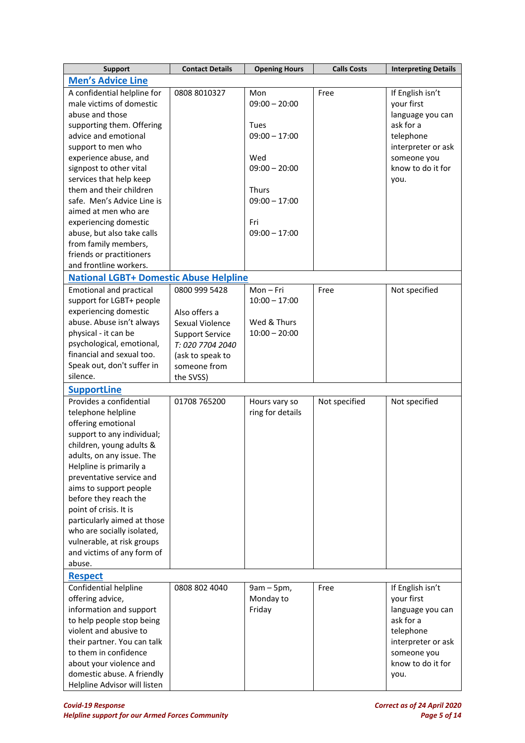| Support | Contact Details | Opening Hours | Calls Costs | Interpreting Details |
|---|---|---|---|---|
| **Men's Advice Line** | | | | |
| A confidential helpline for male victims of domestic abuse and those supporting them. Offering advice and emotional support to men who experience abuse, and signpost to other vital services that help keep them and their children safe. Men's Advice Line is aimed at men who are experiencing domestic abuse, but also take calls from family members, friends or practitioners and frontline workers. | 0808 8010327 | Mon 09:00 – 20:00<br><br>Tues 09:00 – 17:00<br><br>Wed 09:00 – 20:00<br><br>Thurs 09:00 – 17:00<br><br>Fri 09:00 – 17:00 | Free | If English isn't your first language you can ask for a telephone interpreter or ask someone you know to do it for you. |
| **National LGBT+ Domestic Abuse Helpline** | | | | |
| Emotional and practical support for LGBT+ people experiencing domestic abuse. Abuse isn't always physical - it can be psychological, emotional, financial and sexual too. Speak out, don't suffer in silence. | 0800 999 5428<br><br>Also offers a Sexual Violence Support Service *T: 020 7704 2040* (ask to speak to someone from the SVSS) | Mon – Fri 10:00 – 17:00<br><br>Wed & Thurs 10:00 – 20:00 | Free | Not specified |
| **SupportLine** | | | | |
| Provides a confidential telephone helpline offering emotional support to any individual; children, young adults & adults, on any issue. The Helpline is primarily a preventative service and aims to support people before they reach the point of crisis. It is particularly aimed at those who are socially isolated, vulnerable, at risk groups and victims of any form of abuse. | 01708 765200 | Hours vary so ring for details | Not specified | Not specified |
| **Respect** | | | | |
| Confidential helpline offering advice, information and support to help people stop being violent and abusive to their partner. You can talk to them in confidence about your violence and domestic abuse. A friendly Helpline Advisor will listen | 0808 802 4040 | 9am – 5pm, Monday to Friday | Free | If English isn't your first language you can ask for a telephone interpreter or ask someone you know to do it for you. |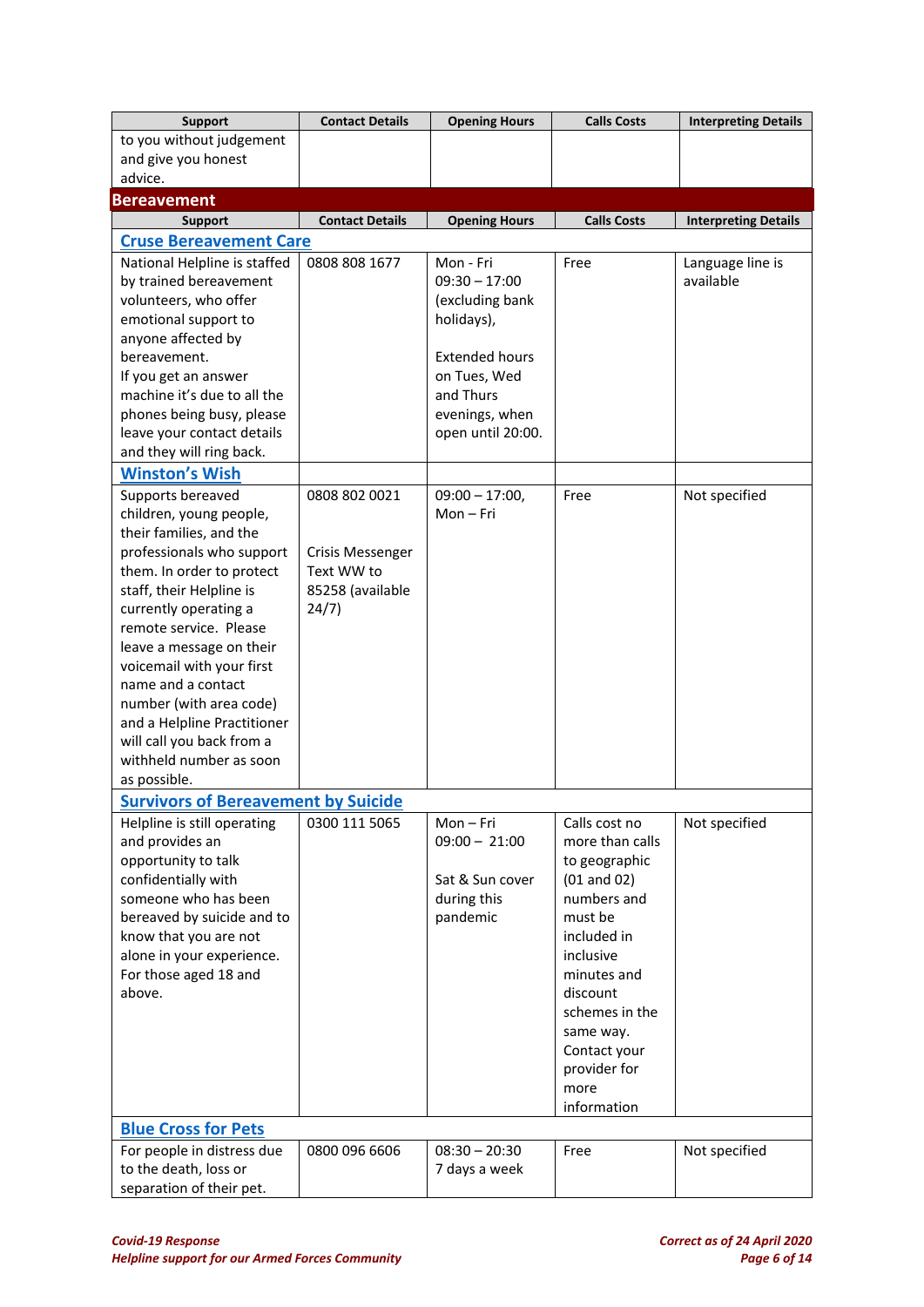| Support | Contact Details | Opening Hours | Calls Costs | Interpreting Details |
|---|---|---|---|---|
| to you without judgement and give you honest advice. | | | | |

## Bereavement

| Support | Contact Details | Opening Hours | Calls Costs | Interpreting Details |
|---|---|---|---|---|
| **Cruse Bereavement Care** | | | | |
| National Helpline is staffed by trained bereavement volunteers, who offer emotional support to anyone affected by bereavement. If you get an answer machine it's due to all the phones being busy, please leave your contact details and they will ring back. | 0808 808 1677 | Mon - Fri 09:30 – 17:00 (excluding bank holidays), Extended hours on Tues, Wed and Thurs evenings, when open until 20:00. | Free | Language line is available |
| **Winston's Wish** | | | | |
| Supports bereaved children, young people, their families, and the professionals who support them. In order to protect staff, their Helpline is currently operating a remote service. Please leave a message on their voicemail with your first name and a contact number (with area code) and a Helpline Practitioner will call you back from a withheld number as soon as possible. | 0808 802 0021 Crisis Messenger Text WW to 85258 (available 24/7) | 09:00 – 17:00, Mon – Fri | Free | Not specified |
| **Survivors of Bereavement by Suicide** | | | | |
| Helpline is still operating and provides an opportunity to talk confidentially with someone who has been bereaved by suicide and to know that you are not alone in your experience. For those aged 18 and above. | 0300 111 5065 | Mon – Fri 09:00 – 21:00 Sat & Sun cover during this pandemic | Calls cost no more than calls to geographic (01 and 02) numbers and must be included in inclusive minutes and discount schemes in the same way. Contact your provider for more information | Not specified |
| **Blue Cross for Pets** | | | | |
| For people in distress due to the death, loss or separation of their pet. | 0800 096 6606 | 08:30 – 20:30 7 days a week | Free | Not specified |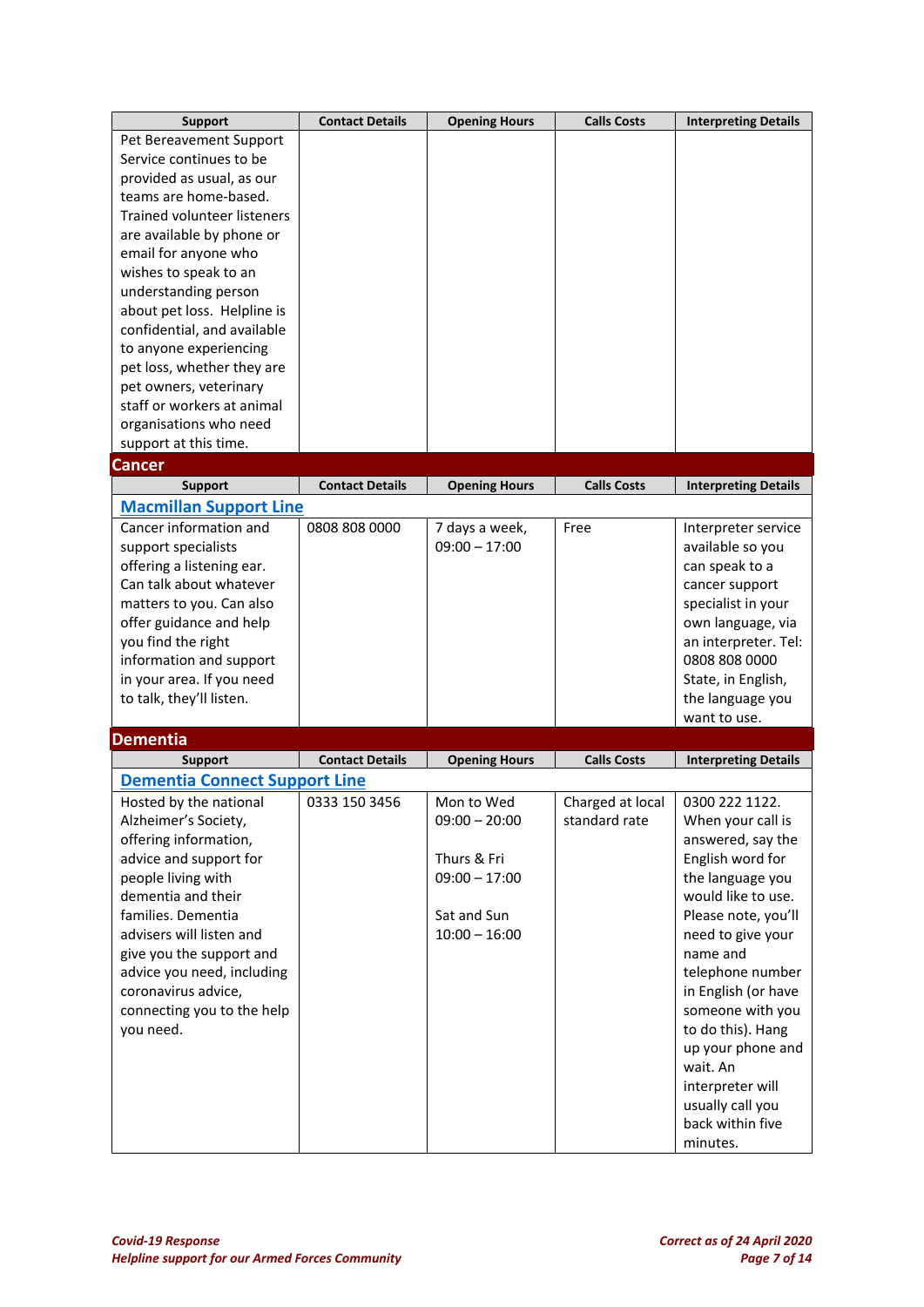| Support | Contact Details | Opening Hours | Calls Costs | Interpreting Details |
|---|---|---|---|---|
| Pet Bereavement Support Service continues to be provided as usual, as our teams are home-based. Trained volunteer listeners are available by phone or email for anyone who wishes to speak to an understanding person about pet loss. Helpline is confidential, and available to anyone experiencing pet loss, whether they are pet owners, veterinary staff or workers at animal organisations who need support at this time. | | | | |

## Cancer

| Support | Contact Details | Opening Hours | Calls Costs | Interpreting Details |
|---|---|---|---|---|
| **Macmillan Support Line** | | | | |
| Cancer information and support specialists offering a listening ear. Can talk about whatever matters to you. Can also offer guidance and help you find the right information and support in your area. If you need to talk, they'll listen. | 0808 808 0000 | 7 days a week, 09:00 – 17:00 | Free | Interpreter service available so you can speak to a cancer support specialist in your own language, via an interpreter. Tel: 0808 808 0000 State, in English, the language you want to use. |

## Dementia

| Support | Contact Details | Opening Hours | Calls Costs | Interpreting Details |
|---|---|---|---|---|
| **Dementia Connect Support Line** | | | | |
| Hosted by the national Alzheimer's Society, offering information, advice and support for people living with dementia and their families. Dementia advisers will listen and give you the support and advice you need, including coronavirus advice, connecting you to the help you need. | 0333 150 3456 | Mon to Wed 09:00 – 20:00<br><br>Thurs & Fri 09:00 – 17:00<br><br>Sat and Sun 10:00 – 16:00 | Charged at local standard rate | 0300 222 1122. When your call is answered, say the English word for the language you would like to use. Please note, you'll need to give your name and telephone number in English (or have someone with you to do this). Hang up your phone and wait. An interpreter will usually call you back within five minutes. |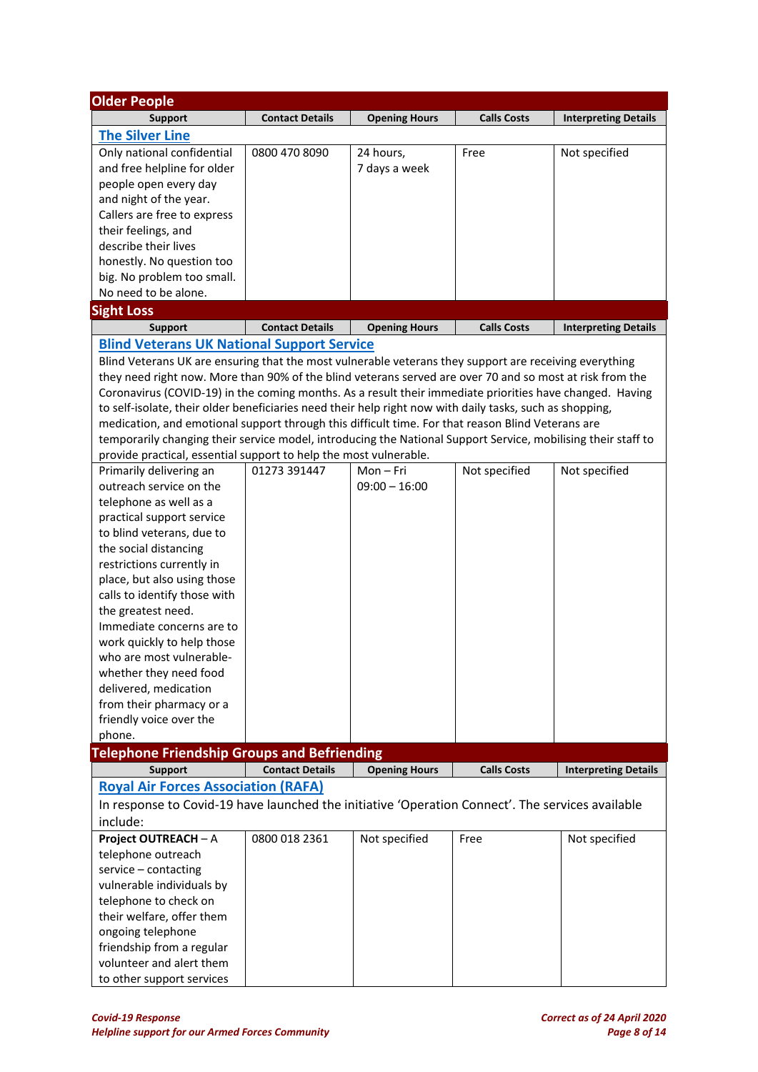## Older People

| Support | Contact Details | Opening Hours | Calls Costs | Interpreting Details |
|---|---|---|---|---|
| **The Silver Line** | | | | |
| Only national confidential and free helpline for older people open every day and night of the year. Callers are free to express their feelings, and describe their lives honestly. No question too big. No problem too small. No need to be alone. | 0800 470 8090 | 24 hours, 7 days a week | Free | Not specified |

## Sight Loss

| Support | Contact Details | Opening Hours | Calls Costs | Interpreting Details |
|---|---|---|---|---|
| **Blind Veterans UK National Support Service** | | | | |
| Blind Veterans UK are ensuring that the most vulnerable veterans they support are receiving everything they need right now. More than 90% of the blind veterans served are over 70 and so most at risk from the Coronavirus (COVID-19) in the coming months. As a result their immediate priorities have changed. Having to self-isolate, their older beneficiaries need their help right now with daily tasks, such as shopping, medication, and emotional support through this difficult time. For that reason Blind Veterans are temporarily changing their service model, introducing the National Support Service, mobilising their staff to provide practical, essential support to help the most vulnerable. | | | | |
| Primarily delivering an outreach service on the telephone as well as a practical support service to blind veterans, due to the social distancing restrictions currently in place, but also using those calls to identify those with the greatest need. Immediate concerns are to work quickly to help those who are most vulnerable- whether they need food delivered, medication from their pharmacy or a friendly voice over the phone. | 01273 391447 | Mon – Fri 09:00 – 16:00 | Not specified | Not specified |

## Telephone Friendship Groups and Befriending

| Support | Contact Details | Opening Hours | Calls Costs | Interpreting Details |
|---|---|---|---|---|
| **Royal Air Forces Association (RAFA)** | | | | |
| In response to Covid-19 have launched the initiative 'Operation Connect'. The services available include: | | | | |
| **Project OUTREACH** – A telephone outreach service – contacting vulnerable individuals by telephone to check on their welfare, offer them ongoing telephone friendship from a regular volunteer and alert them to other support services | 0800 018 2361 | Not specified | Free | Not specified |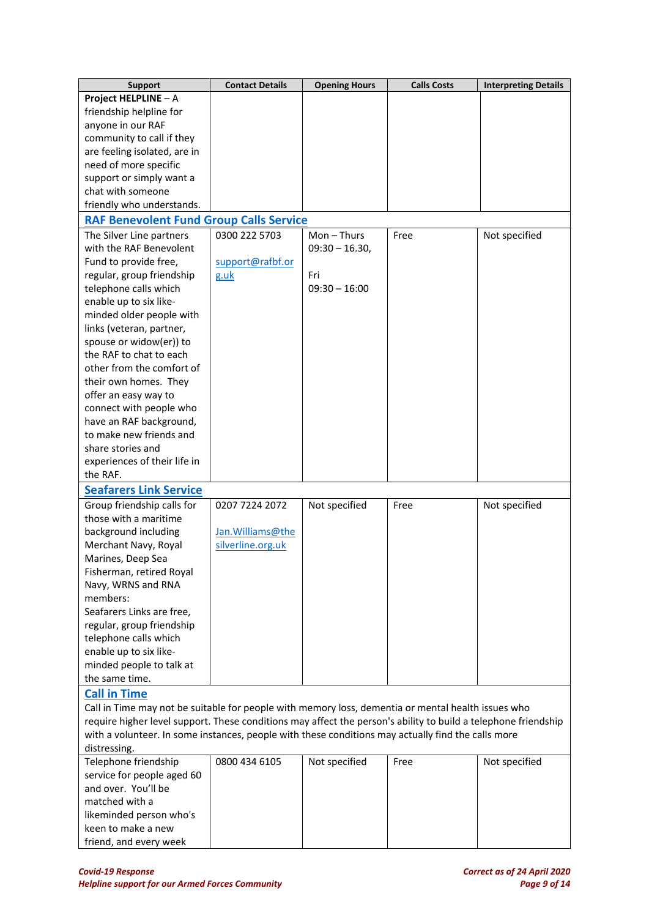| Support | Contact Details | Opening Hours | Calls Costs | Interpreting Details |
|---|---|---|---|---|
| **Project HELPLINE** – A friendship helpline for anyone in our RAF community to call if they are feeling isolated, are in need of more specific support or simply want a chat with someone friendly who understands. | | | | |
| **RAF Benevolent Fund Group Calls Service** | | | | |
| The Silver Line partners with the RAF Benevolent Fund to provide free, regular, group friendship telephone calls which enable up to six like-minded older people with links (veteran, partner, spouse or widow(er)) to the RAF to chat to each other from the comfort of their own homes. They offer an easy way to connect with people who have an RAF background, to make new friends and share stories and experiences of their life in the RAF. | 0300 222 5703<br><br>support@rafbf.org.uk | Mon – Thurs 09:30 – 16.30,<br><br>Fri 09:30 – 16:00 | Free | Not specified |
| **Seafarers Link Service** | | | | |
| Group friendship calls for those with a maritime background including Merchant Navy, Royal Marines, Deep Sea Fisherman, retired Royal Navy, WRNS and RNA members:<br>Seafarers Links are free, regular, group friendship telephone calls which enable up to six like-minded people to talk at the same time. | 0207 7224 2072<br><br>Jan.Williams@thesilverline.org.uk | Not specified | Free | Not specified |
| **Call in Time**<br>Call in Time may not be suitable for people with memory loss, dementia or mental health issues who require higher level support. These conditions may affect the person's ability to build a telephone friendship with a volunteer. In some instances, people with these conditions may actually find the calls more distressing. | | | | |
| Telephone friendship service for people aged 60 and over. You'll be matched with a likeminded person who's keen to make a new friend, and every week | 0800 434 6105 | Not specified | Free | Not specified |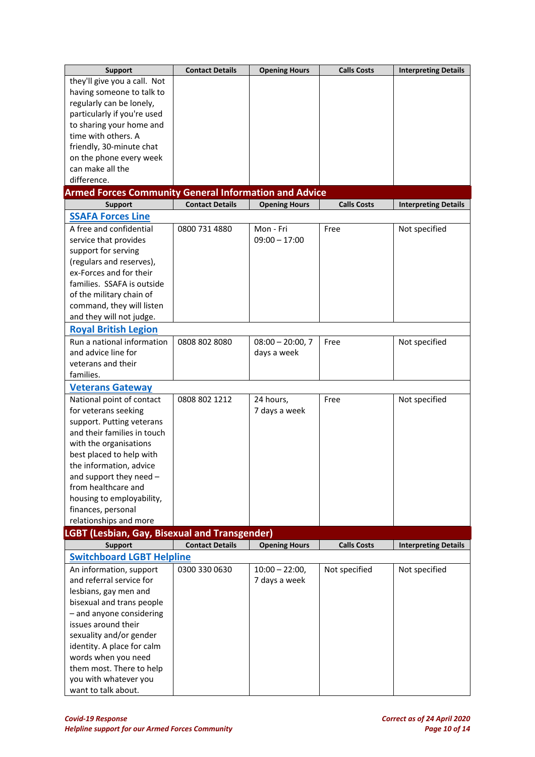| Support | Contact Details | Opening Hours | Calls Costs | Interpreting Details |
|---|---|---|---|---|
| they'll give you a call. Not having someone to talk to regularly can be lonely, particularly if you're used to sharing your home and time with others. A friendly, 30-minute chat on the phone every week can make all the difference. | | | | |

## Armed Forces Community General Information and Advice

| Support | Contact Details | Opening Hours | Calls Costs | Interpreting Details |
|---|---|---|---|---|
| **SSAFA Forces Line** | | | | |
| A free and confidential service that provides support for serving (regulars and reserves), ex-Forces and for their families. SSAFA is outside of the military chain of command, they will listen and they will not judge. | 0800 731 4880 | Mon - Fri 09:00 – 17:00 | Free | Not specified |
| **Royal British Legion** | | | | |
| Run a national information and advice line for veterans and their families. | 0808 802 8080 | 08:00 – 20:00, 7 days a week | Free | Not specified |
| **Veterans Gateway** | | | | |
| National point of contact for veterans seeking support. Putting veterans and their families in touch with the organisations best placed to help with the information, advice and support they need – from healthcare and housing to employability, finances, personal relationships and more | 0808 802 1212 | 24 hours, 7 days a week | Free | Not specified |

## LGBT (Lesbian, Gay, Bisexual and Transgender)

| Support | Contact Details | Opening Hours | Calls Costs | Interpreting Details |
|---|---|---|---|---|
| **Switchboard LGBT Helpline** | | | | |
| An information, support and referral service for lesbians, gay men and bisexual and trans people – and anyone considering issues around their sexuality and/or gender identity. A place for calm words when you need them most. There to help you with whatever you want to talk about. | 0300 330 0630 | 10:00 – 22:00, 7 days a week | Not specified | Not specified |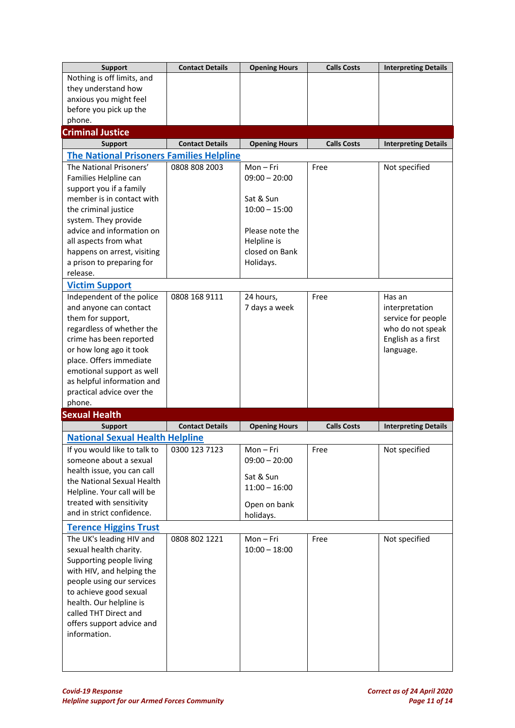| Support | Contact Details | Opening Hours | Calls Costs | Interpreting Details |
|---|---|---|---|---|
| Nothing is off limits, and they understand how anxious you might feel before you pick up the phone. | | | | |

## Criminal Justice

| Support | Contact Details | Opening Hours | Calls Costs | Interpreting Details |
|---|---|---|---|---|
| **The National Prisoners Families Helpline** | | | | |
| The National Prisoners' Families Helpline can support you if a family member is in contact with the criminal justice system. They provide advice and information on all aspects from what happens on arrest, visiting a prison to preparing for release. | 0808 808 2003 | Mon – Fri 09:00 – 20:00<br><br>Sat & Sun 10:00 – 15:00<br><br>Please note the Helpline is closed on Bank Holidays. | Free | Not specified |
| **Victim Support** | | | | |
| Independent of the police and anyone can contact them for support, regardless of whether the crime has been reported or how long ago it took place. Offers immediate emotional support as well as helpful information and practical advice over the phone. | 0808 168 9111 | 24 hours, 7 days a week | Free | Has an interpretation service for people who do not speak English as a first language. |

## Sexual Health

| Support | Contact Details | Opening Hours | Calls Costs | Interpreting Details |
|---|---|---|---|---|
| **National Sexual Health Helpline** | | | | |
| If you would like to talk to someone about a sexual health issue, you can call the National Sexual Health Helpline. Your call will be treated with sensitivity and in strict confidence. | 0300 123 7123 | Mon – Fri 09:00 – 20:00<br><br>Sat & Sun 11:00 – 16:00<br><br>Open on bank holidays. | Free | Not specified |
| **Terence Higgins Trust** | | | | |
| The UK's leading HIV and sexual health charity. Supporting people living with HIV, and helping the people using our services to achieve good sexual health. Our helpline is called THT Direct and offers support advice and information. | 0808 802 1221 | Mon – Fri 10:00 – 18:00 | Free | Not specified |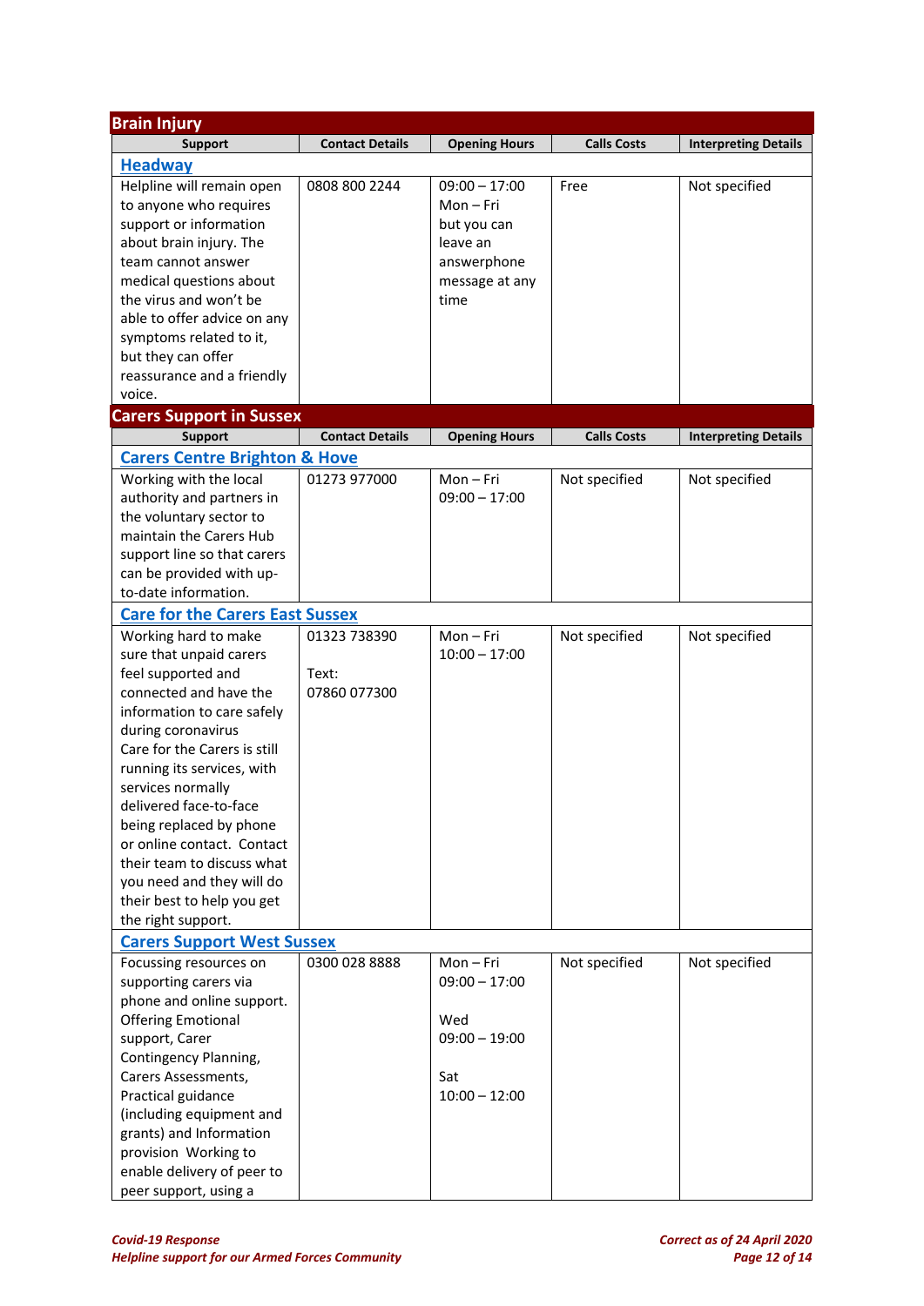## Brain Injury

| Support | Contact Details | Opening Hours | Calls Costs | Interpreting Details |
|---|---|---|---|---|
| **Headway** | | | | |
| Helpline will remain open to anyone who requires support or information about brain injury. The team cannot answer medical questions about the virus and won't be able to offer advice on any symptoms related to it, but they can offer reassurance and a friendly voice. | 0808 800 2244 | 09:00 – 17:00 Mon – Fri but you can leave an answerphone message at any time | Free | Not specified |

## Carers Support in Sussex

| Support | Contact Details | Opening Hours | Calls Costs | Interpreting Details |
|---|---|---|---|---|
| **Carers Centre Brighton & Hove** | | | | |
| Working with the local authority and partners in the voluntary sector to maintain the Carers Hub support line so that carers can be provided with up-to-date information. | 01273 977000 | Mon – Fri 09:00 – 17:00 | Not specified | Not specified |
| **Care for the Carers East Sussex** | | | | |
| Working hard to make sure that unpaid carers feel supported and connected and have the information to care safely during coronavirus Care for the Carers is still running its services, with services normally delivered face-to-face being replaced by phone or online contact. Contact their team to discuss what you need and they will do their best to help you get the right support. | 01323 738390<br><br>Text:<br>07860 077300 | Mon – Fri 10:00 – 17:00 | Not specified | Not specified |
| **Carers Support West Sussex** | | | | |
| Focussing resources on supporting carers via phone and online support. Offering Emotional support, Carer Contingency Planning, Carers Assessments, Practical guidance (including equipment and grants) and Information provision Working to enable delivery of peer to peer support, using a | 0300 028 8888 | Mon – Fri 09:00 – 17:00<br><br>Wed 09:00 – 19:00<br><br>Sat 10:00 – 12:00 | Not specified | Not specified |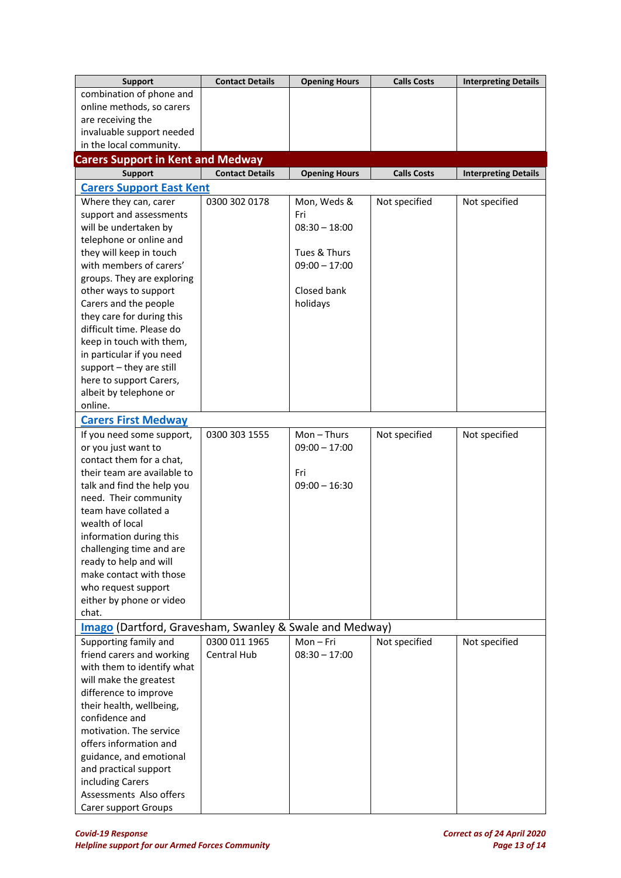| Support | Contact Details | Opening Hours | Calls Costs | Interpreting Details |
|---|---|---|---|---|
| combination of phone and online methods, so carers are receiving the invaluable support needed in the local community. | | | | |

## Carers Support in Kent and Medway

| Support | Contact Details | Opening Hours | Calls Costs | Interpreting Details |
|---|---|---|---|---|
| **Carers Support East Kent** | | | | |
| Where they can, carer support and assessments will be undertaken by telephone or online and they will keep in touch with members of carers' groups. They are exploring other ways to support Carers and the people they care for during this difficult time. Please do keep in touch with them, in particular if you need support – they are still here to support Carers, albeit by telephone or online. | 0300 302 0178 | Mon, Weds & Fri 08:30 – 18:00<br><br>Tues & Thurs 09:00 – 17:00<br><br>Closed bank holidays | Not specified | Not specified |
| **Carers First Medway** | | | | |
| If you need some support, or you just want to contact them for a chat, their team are available to talk and find the help you need. Their community team have collated a wealth of local information during this challenging time and are ready to help and will make contact with those who request support either by phone or video chat. | 0300 303 1555 | Mon – Thurs 09:00 – 17:00<br><br>Fri 09:00 – 16:30 | Not specified | Not specified |
| **Imago** (Dartford, Gravesham, Swanley & Swale and Medway) | | | | |
| Supporting family and friend carers and working with them to identify what will make the greatest difference to improve their health, wellbeing, confidence and motivation. The service offers information and guidance, and emotional and practical support including Carers Assessments Also offers Carer support Groups | 0300 011 1965 Central Hub | Mon – Fri 08:30 – 17:00 | Not specified | Not specified |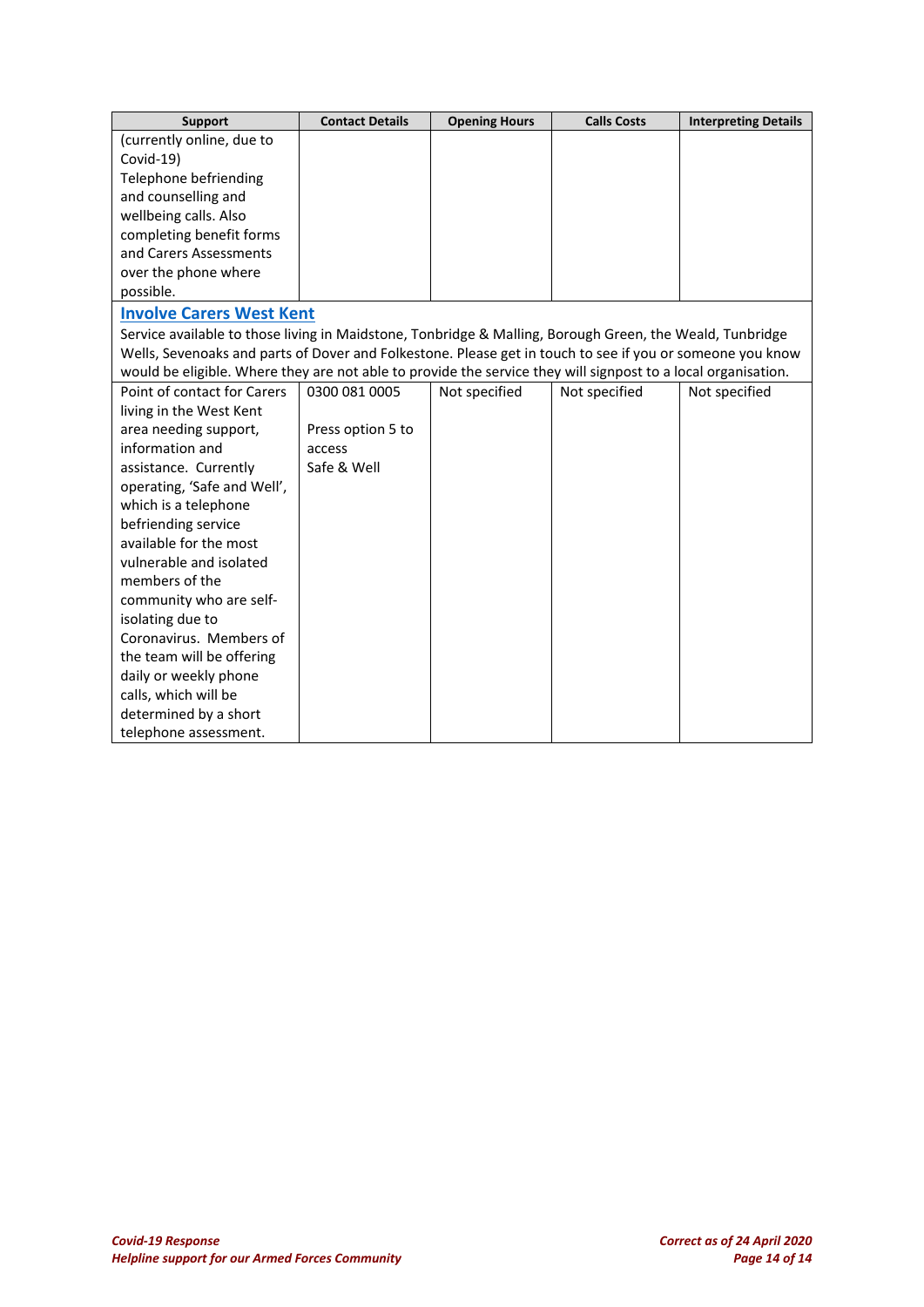| Support | Contact Details | Opening Hours | Calls Costs | Interpreting Details |
|---|---|---|---|---|
| (currently online, due to Covid-19) Telephone befriending and counselling and wellbeing calls. Also completing benefit forms and Carers Assessments over the phone where possible. | | | | |
| **Involve Carers West Kent** Service available to those living in Maidstone, Tonbridge & Malling, Borough Green, the Weald, Tunbridge Wells, Sevenoaks and parts of Dover and Folkestone. Please get in touch to see if you or someone you know would be eligible. Where they are not able to provide the service they will signpost to a local organisation. | | | | |
| Point of contact for Carers living in the West Kent area needing support, information and assistance. Currently operating, 'Safe and Well', which is a telephone befriending service available for the most vulnerable and isolated members of the community who are self-isolating due to Coronavirus. Members of the team will be offering daily or weekly phone calls, which will be determined by a short telephone assessment. | 0300 081 0005<br><br>Press option 5 to access Safe & Well | Not specified | Not specified | Not specified |